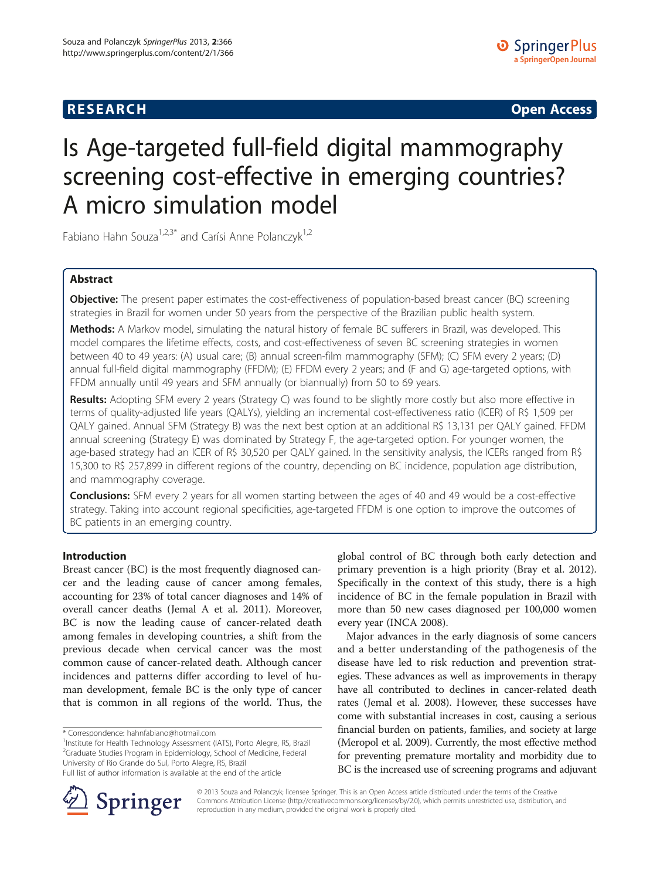# RESEARCH Open Access

# Is Age-targeted full-field digital mammography screening cost-effective in emerging countries? A micro simulation model

Fabiano Hahn Souza[1,2,3*] and Carísi Anne Polanczyk[1,2]

## Abstract

**Objective:** The present paper estimates the cost-effectiveness of population-based breast cancer (BC) screening strategies in Brazil for women under 50 years from the perspective of the Brazilian public health system.

**Methods:** A Markov model, simulating the natural history of female BC sufferers in Brazil, was developed. This model compares the lifetime effects, costs, and cost-effectiveness of seven BC screening strategies in women between 40 to 49 years: (A) usual care; (B) annual screen-film mammography (SFM); (C) SFM every 2 years; (D) annual full-field digital mammography (FFDM); (E) FFDM every 2 years; and (F and G) age-targeted options, with FFDM annually until 49 years and SFM annually (or biannually) from 50 to 69 years.

**Results:** Adopting SFM every 2 years (Strategy C) was found to be slightly more costly but also more effective in terms of quality-adjusted life years (QALYs), yielding an incremental cost-effectiveness ratio (ICER) of R$ 1,509 per QALY gained. Annual SFM (Strategy B) was the next best option at an additional R$ 13,131 per QALY gained. FFDM annual screening (Strategy E) was dominated by Strategy F, the age-targeted option. For younger women, the age-based strategy had an ICER of R$ 30,520 per QALY gained. In the sensitivity analysis, the ICERs ranged from R$ 15,300 to R$ 257,899 in different regions of the country, depending on BC incidence, population age distribution, and mammography coverage.

**Conclusions:** SFM every 2 years for all women starting between the ages of 40 and 49 would be a cost-effective strategy. Taking into account regional specificities, age-targeted FFDM is one option to improve the outcomes of BC patients in an emerging country.

## Introduction

Breast cancer (BC) is the most frequently diagnosed cancer and the leading cause of cancer among females, accounting for 23% of total cancer diagnoses and 14% of overall cancer deaths (Jemal A et al. 2011). Moreover, BC is now the leading cause of cancer-related death among females in developing countries, a shift from the previous decade when cervical cancer was the most common cause of cancer-related death. Although cancer incidences and patterns differ according to level of human development, female BC is the only type of cancer that is common in all regions of the world. Thus, the global control of BC through both early detection and primary prevention is a high priority (Bray et al. 2012). Specifically in the context of this study, there is a high incidence of BC in the female population in Brazil with more than 50 new cases diagnosed per 100,000 women every year (INCA 2008).

Major advances in the early diagnosis of some cancers and a better understanding of the pathogenesis of the disease have led to risk reduction and prevention strategies. These advances as well as improvements in therapy have all contributed to declines in cancer-related death rates (Jemal et al. 2008). However, these successes have come with substantial increases in cost, causing a serious financial burden on patients, families, and society at large (Meropol et al. 2009). Currently, the most effective method for preventing premature mortality and morbidity due to BC is the increased use of screening programs and adjuvant

\* Correspondence: hahnfabiano@hotmail.com
[1]Institute for Health Technology Assessment (IATS), Porto Alegre, RS, Brazil
[2]Graduate Studies Program in Epidemiology, School of Medicine, Federal University of Rio Grande do Sul, Porto Alegre, RS, Brazil
Full list of author information is available at the end of the article

© 2013 Souza and Polanczyk; licensee Springer. This is an Open Access article distributed under the terms of the Creative Commons Attribution License (http://creativecommons.org/licenses/by/2.0), which permits unrestricted use, distribution, and reproduction in any medium, provided the original work is properly cited.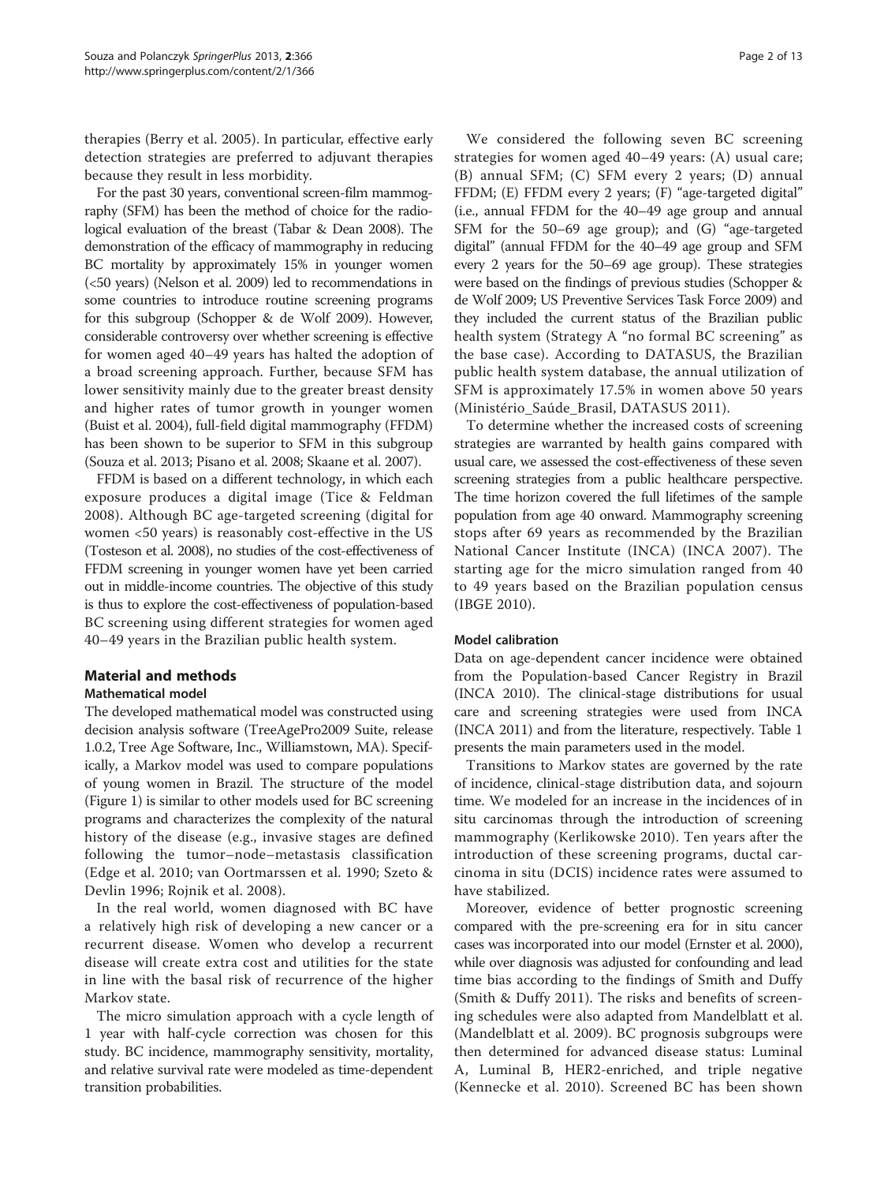therapies (Berry et al. 2005). In particular, effective early detection strategies are preferred to adjuvant therapies because they result in less morbidity.

For the past 30 years, conventional screen-film mammography (SFM) has been the method of choice for the radiological evaluation of the breast (Tabar & Dean 2008). The demonstration of the efficacy of mammography in reducing BC mortality by approximately 15% in younger women (<50 years) (Nelson et al. 2009) led to recommendations in some countries to introduce routine screening programs for this subgroup (Schopper & de Wolf 2009). However, considerable controversy over whether screening is effective for women aged 40–49 years has halted the adoption of a broad screening approach. Further, because SFM has lower sensitivity mainly due to the greater breast density and higher rates of tumor growth in younger women (Buist et al. 2004), full-field digital mammography (FFDM) has been shown to be superior to SFM in this subgroup (Souza et al. 2013; Pisano et al. 2008; Skaane et al. 2007).

FFDM is based on a different technology, in which each exposure produces a digital image (Tice & Feldman 2008). Although BC age-targeted screening (digital for women <50 years) is reasonably cost-effective in the US (Tosteson et al. 2008), no studies of the cost-effectiveness of FFDM screening in younger women have yet been carried out in middle-income countries. The objective of this study is thus to explore the cost-effectiveness of population-based BC screening using different strategies for women aged 40–49 years in the Brazilian public health system.

## Material and methods

### Mathematical model

The developed mathematical model was constructed using decision analysis software (TreeAgePro2009 Suite, release 1.0.2, Tree Age Software, Inc., Williamstown, MA). Specifically, a Markov model was used to compare populations of young women in Brazil. The structure of the model (Figure 1) is similar to other models used for BC screening programs and characterizes the complexity of the natural history of the disease (e.g., invasive stages are defined following the tumor–node–metastasis classification (Edge et al. 2010; van Oortmarssen et al. 1990; Szeto & Devlin 1996; Rojnik et al. 2008).

In the real world, women diagnosed with BC have a relatively high risk of developing a new cancer or a recurrent disease. Women who develop a recurrent disease will create extra cost and utilities for the state in line with the basal risk of recurrence of the higher Markov state.

The micro simulation approach with a cycle length of 1 year with half-cycle correction was chosen for this study. BC incidence, mammography sensitivity, mortality, and relative survival rate were modeled as time-dependent transition probabilities.

We considered the following seven BC screening strategies for women aged 40–49 years: (A) usual care; (B) annual SFM; (C) SFM every 2 years; (D) annual FFDM; (E) FFDM every 2 years; (F) "age-targeted digital" (i.e., annual FFDM for the 40–49 age group and annual SFM for the 50–69 age group); and (G) "age-targeted digital" (annual FFDM for the 40–49 age group and SFM every 2 years for the 50–69 age group). These strategies were based on the findings of previous studies (Schopper & de Wolf 2009; US Preventive Services Task Force 2009) and they included the current status of the Brazilian public health system (Strategy A "no formal BC screening" as the base case). According to DATASUS, the Brazilian public health system database, the annual utilization of SFM is approximately 17.5% in women above 50 years (Ministério_Saúde_Brasil, DATASUS 2011).

To determine whether the increased costs of screening strategies are warranted by health gains compared with usual care, we assessed the cost-effectiveness of these seven screening strategies from a public healthcare perspective. The time horizon covered the full lifetimes of the sample population from age 40 onward. Mammography screening stops after 69 years as recommended by the Brazilian National Cancer Institute (INCA) (INCA 2007). The starting age for the micro simulation ranged from 40 to 49 years based on the Brazilian population census (IBGE 2010).

### Model calibration

Data on age-dependent cancer incidence were obtained from the Population-based Cancer Registry in Brazil (INCA 2010). The clinical-stage distributions for usual care and screening strategies were used from INCA (INCA 2011) and from the literature, respectively. Table 1 presents the main parameters used in the model.

Transitions to Markov states are governed by the rate of incidence, clinical-stage distribution data, and sojourn time. We modeled for an increase in the incidences of in situ carcinomas through the introduction of screening mammography (Kerlikowske 2010). Ten years after the introduction of these screening programs, ductal carcinoma in situ (DCIS) incidence rates were assumed to have stabilized.

Moreover, evidence of better prognostic screening compared with the pre-screening era for in situ cancer cases was incorporated into our model (Ernster et al. 2000), while over diagnosis was adjusted for confounding and lead time bias according to the findings of Smith and Duffy (Smith & Duffy 2011). The risks and benefits of screening schedules were also adapted from Mandelblatt et al. (Mandelblatt et al. 2009). BC prognosis subgroups were then determined for advanced disease status: Luminal A, Luminal B, HER2-enriched, and triple negative (Kennecke et al. 2010). Screened BC has been shown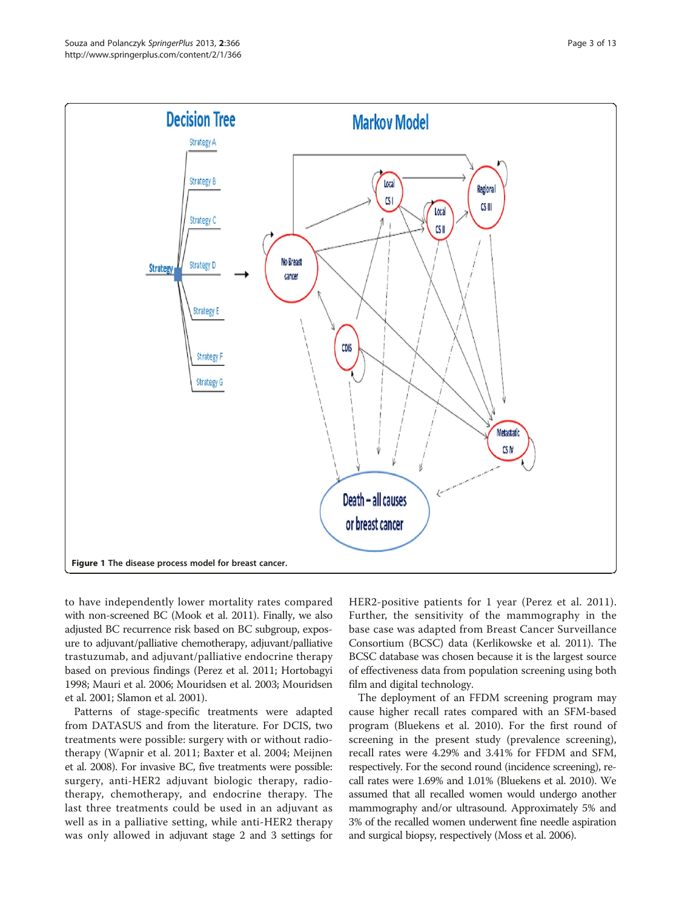Figure 1 The disease process model for breast cancer.

to have independently lower mortality rates compared with non-screened BC (Mook et al. 2011). Finally, we also adjusted BC recurrence risk based on BC subgroup, exposure to adjuvant/palliative chemotherapy, adjuvant/palliative trastuzumab, and adjuvant/palliative endocrine therapy based on previous findings (Perez et al. 2011; Hortobagyi 1998; Mauri et al. 2006; Mouridsen et al. 2003; Mouridsen et al. 2001; Slamon et al. 2001).

Patterns of stage-specific treatments were adapted from DATASUS and from the literature. For DCIS, two treatments were possible: surgery with or without radiotherapy (Wapnir et al. 2011; Baxter et al. 2004; Meijnen et al. 2008). For invasive BC, five treatments were possible: surgery, anti-HER2 adjuvant biologic therapy, radiotherapy, chemotherapy, and endocrine therapy. The last three treatments could be used in an adjuvant as well as in a palliative setting, while anti-HER2 therapy was only allowed in adjuvant stage 2 and 3 settings for HER2-positive patients for 1 year (Perez et al. 2011). Further, the sensitivity of the mammography in the base case was adapted from Breast Cancer Surveillance Consortium (BCSC) data (Kerlikowske et al. 2011). The BCSC database was chosen because it is the largest source of effectiveness data from population screening using both film and digital technology.

The deployment of an FFDM screening program may cause higher recall rates compared with an SFM-based program (Bluekens et al. 2010). For the first round of screening in the present study (prevalence screening), recall rates were 4.29% and 3.41% for FFDM and SFM, respectively. For the second round (incidence screening), recall rates were 1.69% and 1.01% (Bluekens et al. 2010). We assumed that all recalled women would undergo another mammography and/or ultrasound. Approximately 5% and 3% of the recalled women underwent fine needle aspiration and surgical biopsy, respectively (Moss et al. 2006).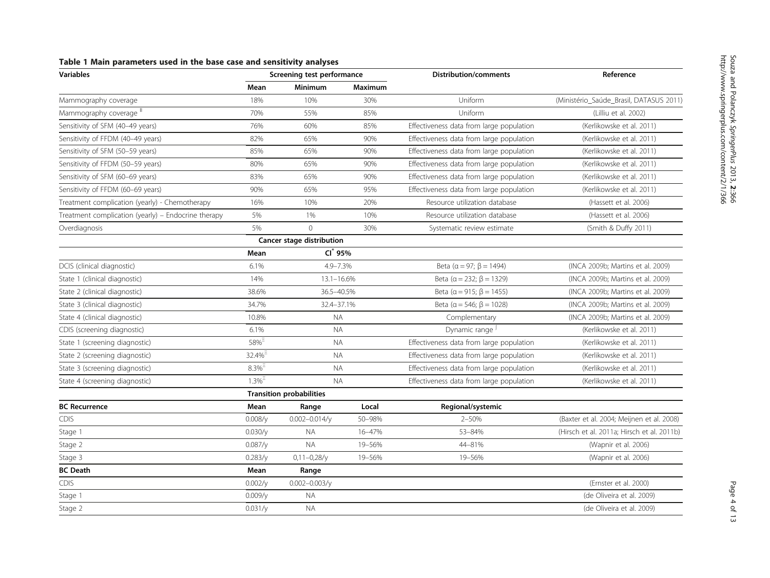**Table 1 Main parameters used in the base case and sensitivity analyses**

| Variables | Screening test performance | | | Distribution/comments | Reference |
|---|---|---|---|---|---|
| | Mean | Minimum | Maximum | | |
| Mammography coverage | 18% | 10% | 30% | Uniform | (Ministério_Saúde_Brasil, DATASUS 2011) |
| Mammography coverage [II] | 70% | 55% | 85% | Uniform | (Lilliu et al. 2002) |
| Sensitivity of SFM (40–49 years) | 76% | 60% | 85% | Effectiveness data from large population | (Kerlikowske et al. 2011) |
| Sensitivity of FFDM (40–49 years) | 82% | 65% | 90% | Effectiveness data from large population | (Kerlikowske et al. 2011) |
| Sensitivity of SFM (50–59 years) | 85% | 65% | 90% | Effectiveness data from large population | (Kerlikowske et al. 2011) |
| Sensitivity of FFDM (50–59 years) | 80% | 65% | 90% | Effectiveness data from large population | (Kerlikowske et al. 2011) |
| Sensitivity of SFM (60–69 years) | 83% | 65% | 90% | Effectiveness data from large population | (Kerlikowske et al. 2011) |
| Sensitivity of FFDM (60–69 years) | 90% | 65% | 95% | Effectiveness data from large population | (Kerlikowske et al. 2011) |
| Treatment complication (yearly) - Chemotherapy | 16% | 10% | 20% | Resource utilization database | (Hassett et al. 2006) |
| Treatment complication (yearly) – Endocrine therapy | 5% | 1% | 10% | Resource utilization database | (Hassett et al. 2006) |
| Overdiagnosis | 5% | 0 | 30% | Systematic review estimate | (Smith & Duffy 2011) |
| | **Cancer stage distribution** | | | | |
| | **Mean** | **CI[*] 95%** | | | |
| DCIS (clinical diagnostic) | 6.1% | 4.9–7.3% | | Beta (α = 97; β = 1494) | (INCA 2009b; Martins et al. 2009) |
| State 1 (clinical diagnostic) | 14% | 13.1–16.6% | | Beta (α = 232; β = 1329) | (INCA 2009b; Martins et al. 2009) |
| State 2 (clinical diagnostic) | 38.6% | 36.5–40.5% | | Beta (α = 915; β = 1455) | (INCA 2009b; Martins et al. 2009) |
| State 3 (clinical diagnostic) | 34.7% | 32.4–37.1% | | Beta (α = 546; β = 1028) | (INCA 2009b; Martins et al. 2009) |
| State 4 (clinical diagnostic) | 10.8% | NA | | Complementary | (INCA 2009b; Martins et al. 2009) |
| CDIS (screening diagnostic) | 6.1% | NA | | Dynamic range [∫] | (Kerlikowske et al. 2011) |
| State 1 (screening diagnostic) | 58%[≡] | NA | | Effectiveness data from large population | (Kerlikowske et al. 2011) |
| State 2 (screening diagnostic) | 32.4%[≡] | NA | | Effectiveness data from large population | (Kerlikowske et al. 2011) |
| State 3 (screening diagnostic) | 8.3%[≡] | NA | | Effectiveness data from large population | (Kerlikowske et al. 2011) |
| State 4 (screening diagnostic) | 1.3%[≡] | NA | | Effectiveness data from large population | (Kerlikowske et al. 2011) |
| | **Transition probabilities** | | | | |
| **BC Recurrence** | **Mean** | **Range** | **Local** | **Regional/systemic** | |
| CDIS | 0.008/y | 0.002–0.014/y | 50–98% | 2–50% | (Baxter et al. 2004; Meijnen et al. 2008) |
| Stage 1 | 0.030/y | NA | 16–47% | 53–84% | (Hirsch et al. 2011a; Hirsch et al. 2011b) |
| Stage 2 | 0.087/y | NA | 19–56% | 44–81% | (Wapnir et al. 2006) |
| Stage 3 | 0.283/y | 0,11–0,28/y | 19–56% | 19–56% | (Wapnir et al. 2006) |
| **BC Death** | **Mean** | **Range** | | | |
| CDIS | 0.002/y | 0.002–0.003/y | | | (Ernster et al. 2000) |
| Stage 1 | 0.009/y | NA | | | (de Oliveira et al. 2009) |
| Stage 2 | 0.031/y | NA | | | (de Oliveira et al. 2009) |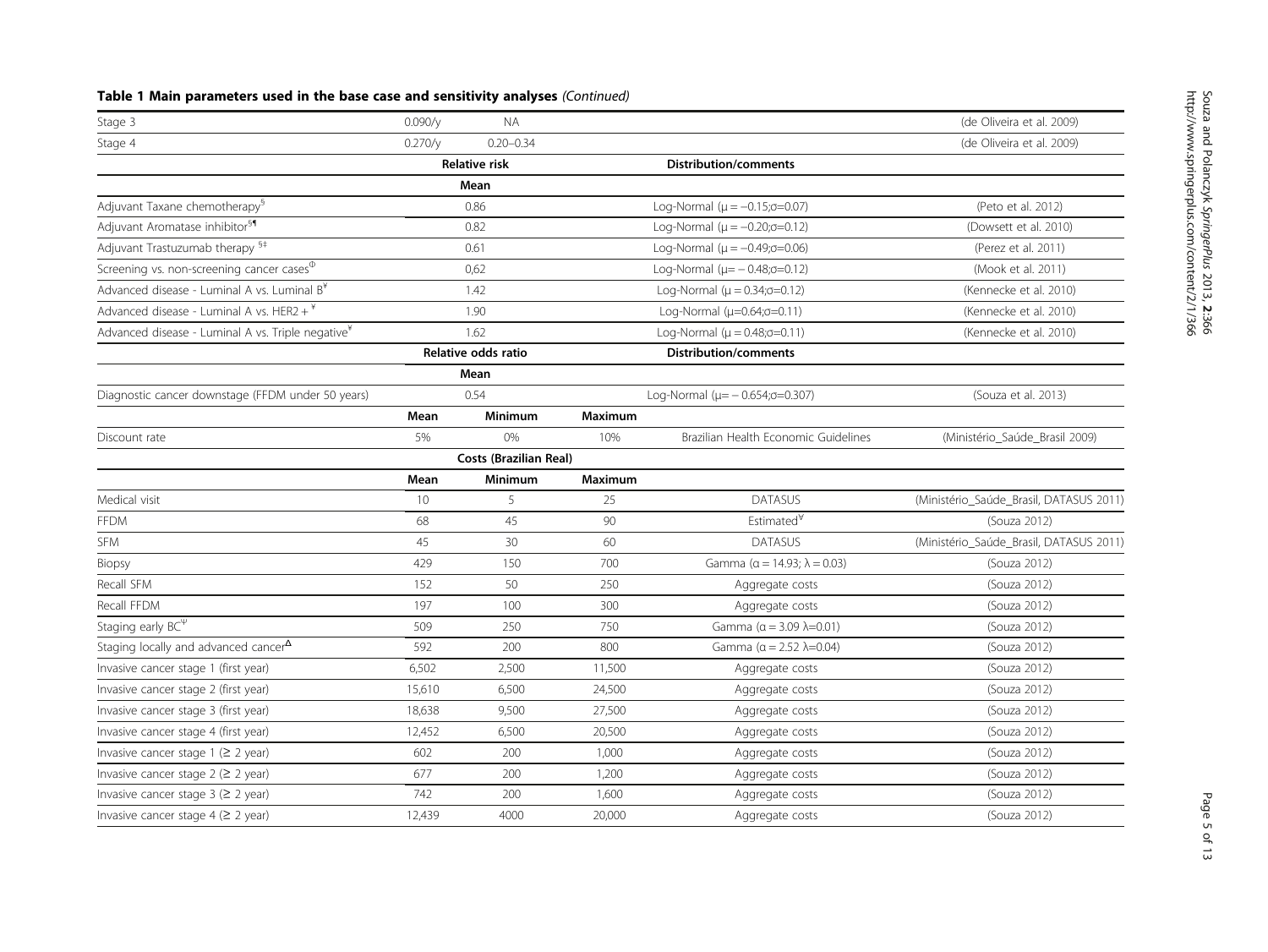**Table 1 Main parameters used in the base case and sensitivity analyses** *(Continued)*

| | | | | | |
|---|---|---|---|---|---|
| Stage 3 | 0.090/y | NA | | | (de Oliveira et al. 2009) |
| Stage 4 | 0.270/y | 0.20–0.34 | | | (de Oliveira et al. 2009) |
| | Relative risk | | | Distribution/comments | |
| | Mean | | | | |
| Adjuvant Taxane chemotherapy[§] | 0.86 | | | Log-Normal ($\mu = -0.15$;$\sigma$=0.07) | (Peto et al. 2012) |
| Adjuvant Aromatase inhibitor[§¶] | 0.82 | | | Log-Normal ($\mu = -0.20$;$\sigma$=0.12) | (Dowsett et al. 2010) |
| Adjuvant Trastuzumab therapy [§‡] | 0.61 | | | Log-Normal ($\mu = -0.49$;$\sigma$=0.06) | (Perez et al. 2011) |
| Screening vs. non-screening cancer cases[Φ] | 0,62 | | | Log-Normal ($\mu = -0.48$;$\sigma$=0.12) | (Mook et al. 2011) |
| Advanced disease - Luminal A vs. Luminal B[¥] | 1.42 | | | Log-Normal ($\mu = 0.34$;$\sigma$=0.12) | (Kennecke et al. 2010) |
| Advanced disease - Luminal A vs. HER2 + [¥] | 1.90 | | | Log-Normal ($\mu$=0.64;$\sigma$=0.11) | (Kennecke et al. 2010) |
| Advanced disease - Luminal A vs. Triple negative[¥] | 1.62 | | | Log-Normal ($\mu = 0.48$;$\sigma$=0.11) | (Kennecke et al. 2010) |
| | Relative odds ratio | | | Distribution/comments | |
| | Mean | | | | |
| Diagnostic cancer downstage (FFDM under 50 years) | 0.54 | | | Log-Normal ($\mu = -0.654$;$\sigma$=0.307) | (Souza et al. 2013) |
| | Mean | Minimum | Maximum | | |
| Discount rate | 5% | 0% | 10% | Brazilian Health Economic Guidelines | (Ministério_Saúde_Brasil 2009) |
| | Costs (Brazilian Real) | | | | |
| | Mean | Minimum | Maximum | | |
| Medical visit | 10 | 5 | 25 | DATASUS | (Ministério_Saúde_Brasil, DATASUS 2011) |
| FFDM | 68 | 45 | 90 | Estimated[¥] | (Souza 2012) |
| SFM | 45 | 30 | 60 | DATASUS | (Ministério_Saúde_Brasil, DATASUS 2011) |
| Biopsy | 429 | 150 | 700 | Gamma ($\alpha = 14.93$; $\lambda = 0.03$) | (Souza 2012) |
| Recall SFM | 152 | 50 | 250 | Aggregate costs | (Souza 2012) |
| Recall FFDM | 197 | 100 | 300 | Aggregate costs | (Souza 2012) |
| Staging early BC[Ψ] | 509 | 250 | 750 | Gamma ($\alpha = 3.09$ $\lambda$=0.01) | (Souza 2012) |
| Staging locally and advanced cancer[Δ] | 592 | 200 | 800 | Gamma ($\alpha = 2.52$ $\lambda$=0.04) | (Souza 2012) |
| Invasive cancer stage 1 (first year) | 6,502 | 2,500 | 11,500 | Aggregate costs | (Souza 2012) |
| Invasive cancer stage 2 (first year) | 15,610 | 6,500 | 24,500 | Aggregate costs | (Souza 2012) |
| Invasive cancer stage 3 (first year) | 18,638 | 9,500 | 27,500 | Aggregate costs | (Souza 2012) |
| Invasive cancer stage 4 (first year) | 12,452 | 6,500 | 20,500 | Aggregate costs | (Souza 2012) |
| Invasive cancer stage 1 (≥ 2 year) | 602 | 200 | 1,000 | Aggregate costs | (Souza 2012) |
| Invasive cancer stage 2 (≥ 2 year) | 677 | 200 | 1,200 | Aggregate costs | (Souza 2012) |
| Invasive cancer stage 3 (≥ 2 year) | 742 | 200 | 1,600 | Aggregate costs | (Souza 2012) |
| Invasive cancer stage 4 (≥ 2 year) | 12,439 | 4000 | 20,000 | Aggregate costs | (Souza 2012) |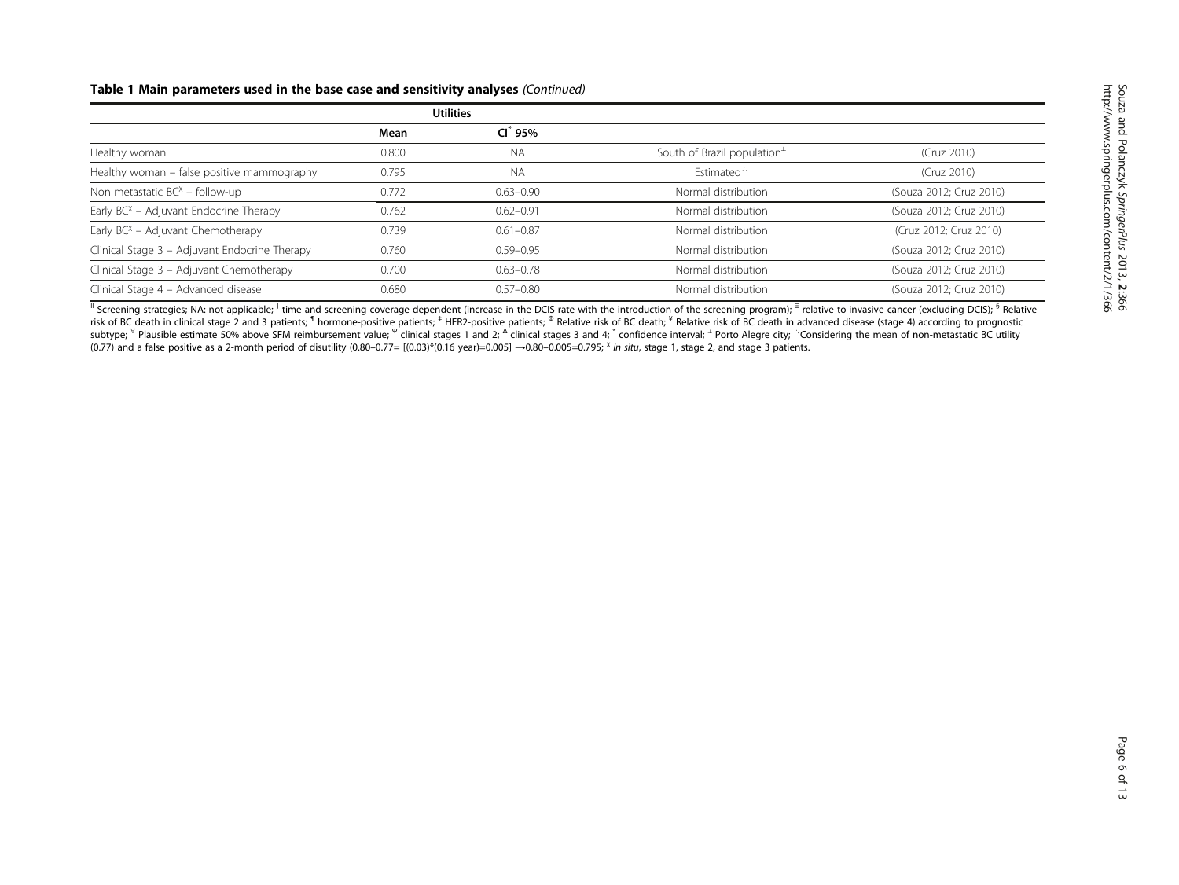**Table 1 Main parameters used in the base case and sensitivity analyses** *(Continued)*

| | Utilities | | | |
|---|---|---|---|---|
| | Mean | CI[*] 95% | | |
| Healthy woman | 0.800 | NA | South of Brazil population[⊥] | (Cruz 2010) |
| Healthy woman – false positive mammography | 0.795 | NA | Estimated[∵] | (Cruz 2010) |
| Non metastatic BC[X] – follow-up | 0.772 | 0.63–0.90 | Normal distribution | (Souza 2012; Cruz 2010) |
| Early BC[X] – Adjuvant Endocrine Therapy | 0.762 | 0.62–0.91 | Normal distribution | (Souza 2012; Cruz 2010) |
| Early BC[X] – Adjuvant Chemotherapy | 0.739 | 0.61–0.87 | Normal distribution | (Cruz 2012; Cruz 2010) |
| Clinical Stage 3 – Adjuvant Endocrine Therapy | 0.760 | 0.59–0.95 | Normal distribution | (Souza 2012; Cruz 2010) |
| Clinical Stage 3 – Adjuvant Chemotherapy | 0.700 | 0.63–0.78 | Normal distribution | (Souza 2012; Cruz 2010) |
| Clinical Stage 4 – Advanced disease | 0.680 | 0.57–0.80 | Normal distribution | (Souza 2012; Cruz 2010) |

[‖] Screening strategies; NA: not applicable; [∫] time and screening coverage-dependent (increase in the DCIS rate with the introduction of the screening program); [≡] relative to invasive cancer (excluding DCIS); [§] Relative risk of BC death in clinical stage 2 and 3 patients; [¶] hormone-positive patients; [‡] HER2-positive patients; [Φ] Relative risk of BC death; [¥] Relative risk of BC death in advanced disease (stage 4) according to prognostic subtype; [∨] Plausible estimate 50% above SFM reimbursement value; [Ψ] clinical stages 1 and 2; [Δ] clinical stages 3 and 4; [*] confidence interval; [⊥] Porto Alegre city; [∵] Considering the mean of non-metastatic BC utility (0.77) and a false positive as a 2-month period of disutility (0.80–0.77= [(0.03)*(0.16 year)=0.005] →0.80–0.005=0.795; [X] *in situ*, stage 1, stage 2, and stage 3 patients.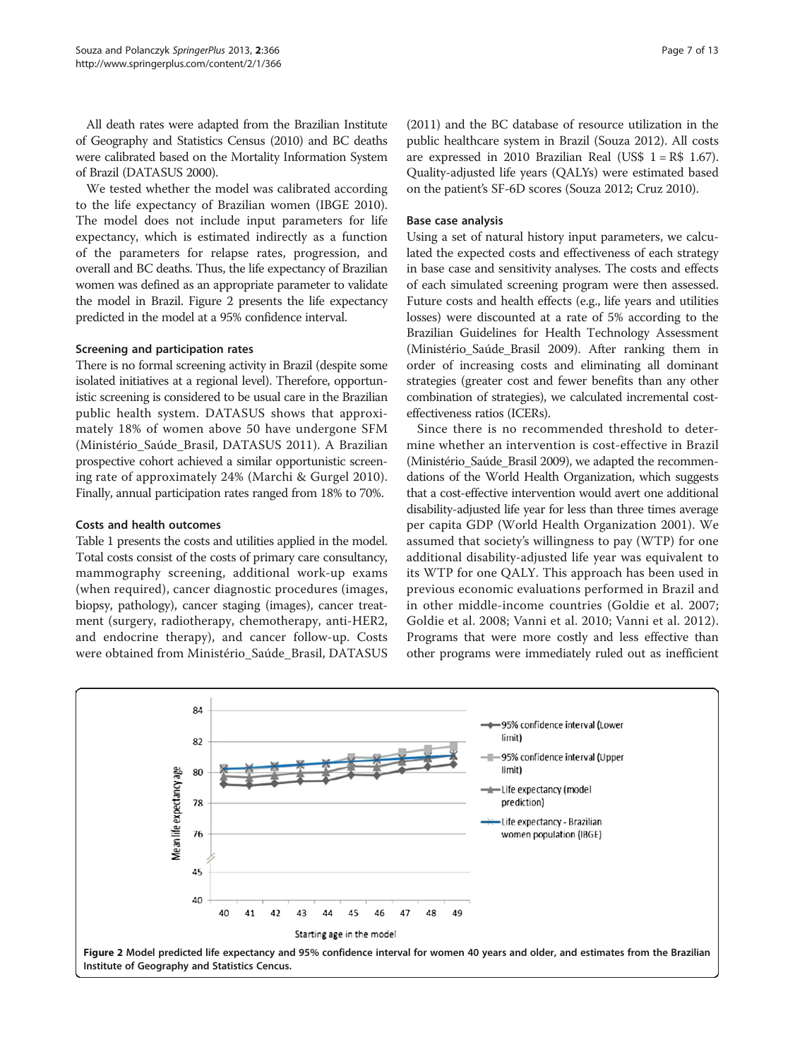All death rates were adapted from the Brazilian Institute of Geography and Statistics Census (2010) and BC deaths were calibrated based on the Mortality Information System of Brazil (DATASUS 2000).

We tested whether the model was calibrated according to the life expectancy of Brazilian women (IBGE 2010). The model does not include input parameters for life expectancy, which is estimated indirectly as a function of the parameters for relapse rates, progression, and overall and BC deaths. Thus, the life expectancy of Brazilian women was defined as an appropriate parameter to validate the model in Brazil. Figure 2 presents the life expectancy predicted in the model at a 95% confidence interval.

### Screening and participation rates

There is no formal screening activity in Brazil (despite some isolated initiatives at a regional level). Therefore, opportunistic screening is considered to be usual care in the Brazilian public health system. DATASUS shows that approximately 18% of women above 50 have undergone SFM (Ministério_Saúde_Brasil, DATASUS 2011). A Brazilian prospective cohort achieved a similar opportunistic screening rate of approximately 24% (Marchi & Gurgel 2010). Finally, annual participation rates ranged from 18% to 70%.

### Costs and health outcomes

Table 1 presents the costs and utilities applied in the model. Total costs consist of the costs of primary care consultancy, mammography screening, additional work-up exams (when required), cancer diagnostic procedures (images, biopsy, pathology), cancer staging (images), cancer treatment (surgery, radiotherapy, chemotherapy, anti-HER2, and endocrine therapy), and cancer follow-up. Costs were obtained from Ministério_Saúde_Brasil, DATASUS (2011) and the BC database of resource utilization in the public healthcare system in Brazil (Souza 2012). All costs are expressed in 2010 Brazilian Real (US$ 1 = R$ 1.67). Quality-adjusted life years (QALYs) were estimated based on the patient's SF-6D scores (Souza 2012; Cruz 2010).

### Base case analysis

Using a set of natural history input parameters, we calculated the expected costs and effectiveness of each strategy in base case and sensitivity analyses. The costs and effects of each simulated screening program were then assessed. Future costs and health effects (e.g., life years and utilities losses) were discounted at a rate of 5% according to the Brazilian Guidelines for Health Technology Assessment (Ministério_Saúde_Brasil 2009). After ranking them in order of increasing costs and eliminating all dominant strategies (greater cost and fewer benefits than any other combination of strategies), we calculated incremental cost-effectiveness ratios (ICERs).

Since there is no recommended threshold to determine whether an intervention is cost-effective in Brazil (Ministério_Saúde_Brasil 2009), we adapted the recommendations of the World Health Organization, which suggests that a cost-effective intervention would avert one additional disability-adjusted life year for less than three times average per capita GDP (World Health Organization 2001). We assumed that society's willingness to pay (WTP) for one additional disability-adjusted life year was equivalent to its WTP for one QALY. This approach has been used in previous economic evaluations performed in Brazil and in other middle-income countries (Goldie et al. 2007; Goldie et al. 2008; Vanni et al. 2010; Vanni et al. 2012). Programs that were more costly and less effective than other programs were immediately ruled out as inefficient

**Figure 2** Model predicted life expectancy and 95% confidence interval for women 40 years and older, and estimates from the Brazilian Institute of Geography and Statistics Cencus.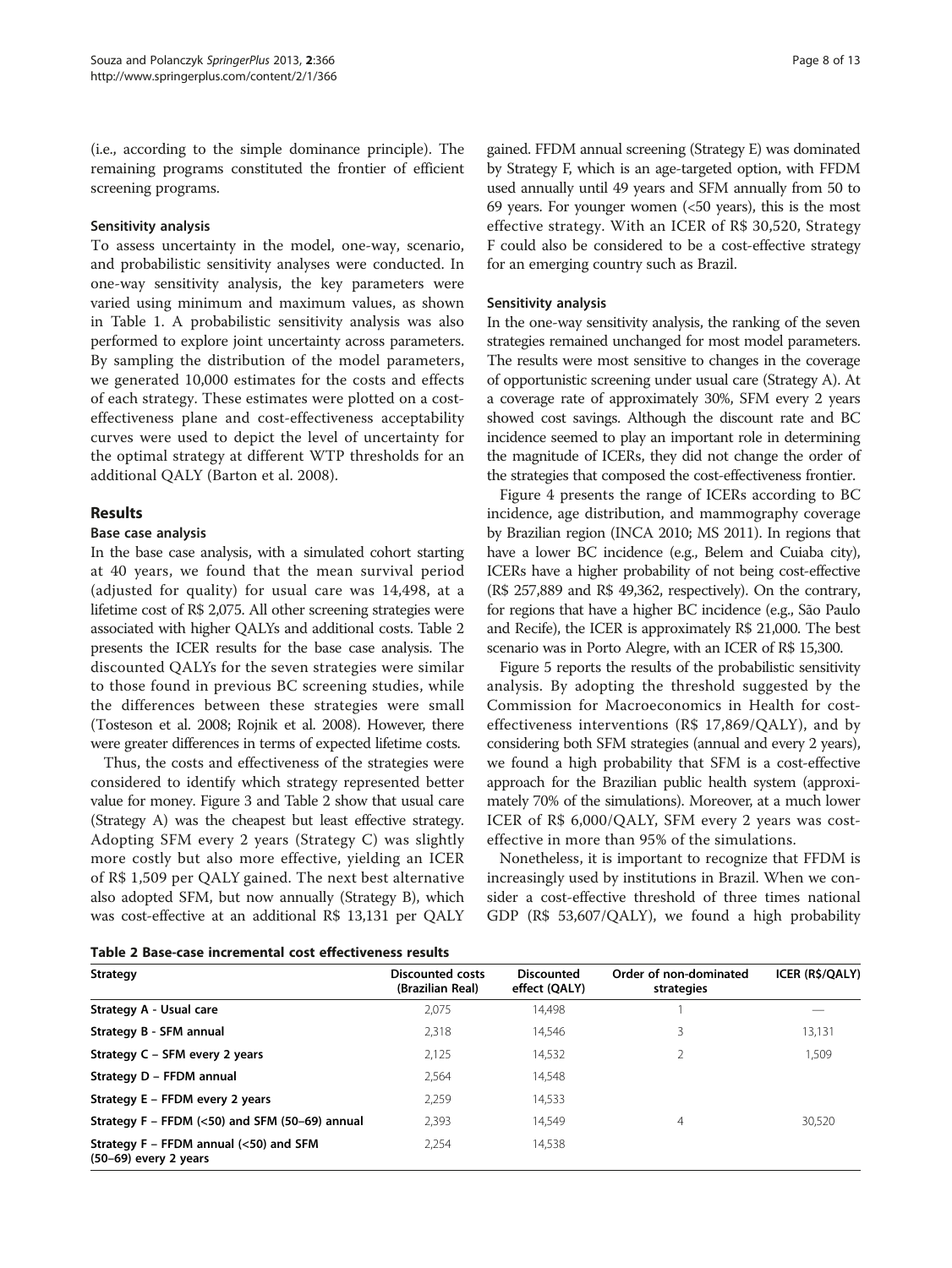(i.e., according to the simple dominance principle). The remaining programs constituted the frontier of efficient screening programs.

#### Sensitivity analysis

To assess uncertainty in the model, one-way, scenario, and probabilistic sensitivity analyses were conducted. In one-way sensitivity analysis, the key parameters were varied using minimum and maximum values, as shown in Table 1. A probabilistic sensitivity analysis was also performed to explore joint uncertainty across parameters. By sampling the distribution of the model parameters, we generated 10,000 estimates for the costs and effects of each strategy. These estimates were plotted on a cost-effectiveness plane and cost-effectiveness acceptability curves were used to depict the level of uncertainty for the optimal strategy at different WTP thresholds for an additional QALY (Barton et al. 2008).

## Results

#### Base case analysis

In the base case analysis, with a simulated cohort starting at 40 years, we found that the mean survival period (adjusted for quality) for usual care was 14,498, at a lifetime cost of R$ 2,075. All other screening strategies were associated with higher QALYs and additional costs. Table 2 presents the ICER results for the base case analysis. The discounted QALYs for the seven strategies were similar to those found in previous BC screening studies, while the differences between these strategies were small (Tosteson et al. 2008; Rojnik et al. 2008). However, there were greater differences in terms of expected lifetime costs.

Thus, the costs and effectiveness of the strategies were considered to identify which strategy represented better value for money. Figure 3 and Table 2 show that usual care (Strategy A) was the cheapest but least effective strategy. Adopting SFM every 2 years (Strategy C) was slightly more costly but also more effective, yielding an ICER of R$ 1,509 per QALY gained. The next best alternative also adopted SFM, but now annually (Strategy B), which was cost-effective at an additional R$ 13,131 per QALY gained. FFDM annual screening (Strategy E) was dominated by Strategy F, which is an age-targeted option, with FFDM used annually until 49 years and SFM annually from 50 to 69 years. For younger women (<50 years), this is the most effective strategy. With an ICER of R$ 30,520, Strategy F could also be considered to be a cost-effective strategy for an emerging country such as Brazil.

#### Sensitivity analysis

In the one-way sensitivity analysis, the ranking of the seven strategies remained unchanged for most model parameters. The results were most sensitive to changes in the coverage of opportunistic screening under usual care (Strategy A). At a coverage rate of approximately 30%, SFM every 2 years showed cost savings. Although the discount rate and BC incidence seemed to play an important role in determining the magnitude of ICERs, they did not change the order of the strategies that composed the cost-effectiveness frontier.

Figure 4 presents the range of ICERs according to BC incidence, age distribution, and mammography coverage by Brazilian region (INCA 2010; MS 2011). In regions that have a lower BC incidence (e.g., Belem and Cuiaba city), ICERs have a higher probability of not being cost-effective (R$ 257,889 and R$ 49,362, respectively). On the contrary, for regions that have a higher BC incidence (e.g., São Paulo and Recife), the ICER is approximately R$ 21,000. The best scenario was in Porto Alegre, with an ICER of R$ 15,300.

Figure 5 reports the results of the probabilistic sensitivity analysis. By adopting the threshold suggested by the Commission for Macroeconomics in Health for cost-effectiveness interventions (R$ 17,869/QALY), and by considering both SFM strategies (annual and every 2 years), we found a high probability that SFM is a cost-effective approach for the Brazilian public health system (approximately 70% of the simulations). Moreover, at a much lower ICER of R$ 6,000/QALY, SFM every 2 years was cost-effective in more than 95% of the simulations.

Nonetheless, it is important to recognize that FFDM is increasingly used by institutions in Brazil. When we consider a cost-effective threshold of three times national GDP (R$ 53,607/QALY), we found a high probability

**Table 2 Base-case incremental cost effectiveness results**

| Strategy | Discounted costs (Brazilian Real) | Discounted effect (QALY) | Order of non-dominated strategies | ICER (R$/QALY) |
|---|---|---|---|---|
| **Strategy A - Usual care** | 2,075 | 14,498 | 1 | — |
| **Strategy B - SFM annual** | 2,318 | 14,546 | 3 | 13,131 |
| **Strategy C – SFM every 2 years** | 2,125 | 14,532 | 2 | 1,509 |
| **Strategy D – FFDM annual** | 2,564 | 14,548 | | |
| **Strategy E – FFDM every 2 years** | 2,259 | 14,533 | | |
| **Strategy F – FFDM (<50) and SFM (50–69) annual** | 2,393 | 14,549 | 4 | 30,520 |
| **Strategy F – FFDM annual (<50) and SFM (50–69) every 2 years** | 2,254 | 14,538 | | |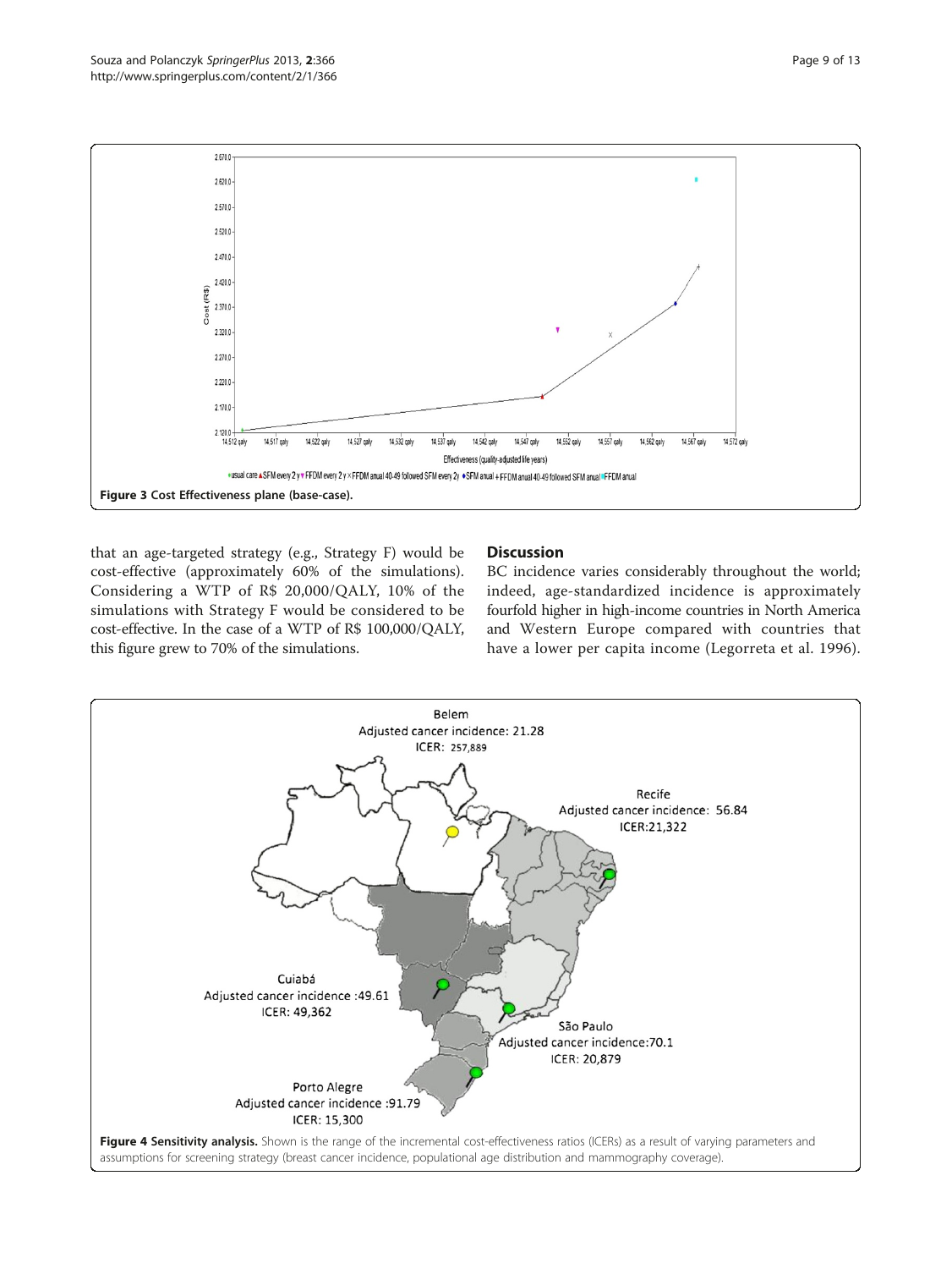Figure 3 Cost Effectiveness plane (base-case).

that an age-targeted strategy (e.g., Strategy F) would be cost-effective (approximately 60% of the simulations). Considering a WTP of R$ 20,000/QALY, 10% of the simulations with Strategy F would be considered to be cost-effective. In the case of a WTP of R$ 100,000/QALY, this figure grew to 70% of the simulations.

## Discussion

BC incidence varies considerably throughout the world; indeed, age-standardized incidence is approximately fourfold higher in high-income countries in North America and Western Europe compared with countries that have a lower per capita income (Legorreta et al. 1996).

**Figure 4 Sensitivity analysis.** Shown is the range of the incremental cost-effectiveness ratios (ICERs) as a result of varying parameters and assumptions for screening strategy (breast cancer incidence, populational age distribution and mammography coverage).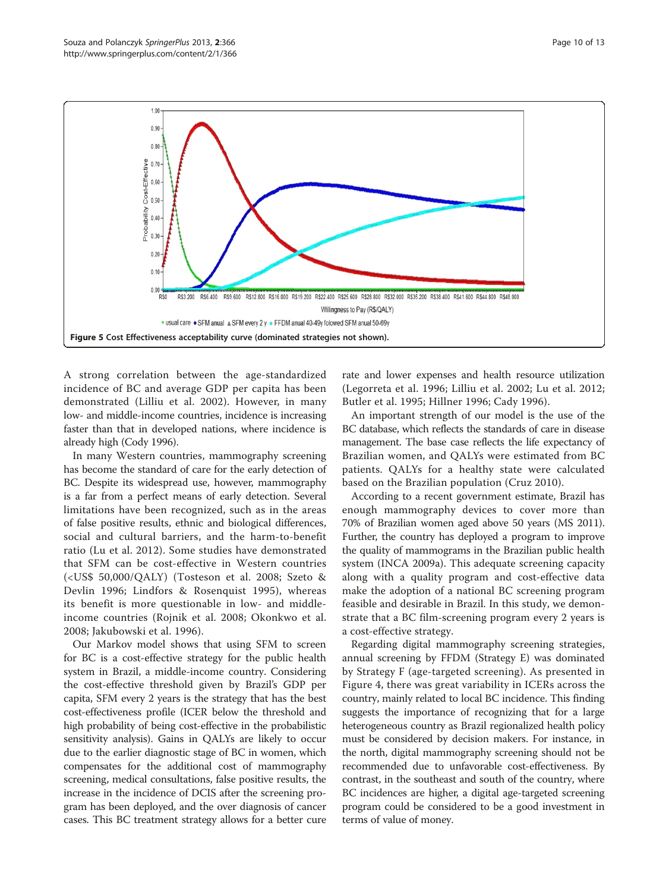**Figure 5 Cost Effectiveness acceptability curve (dominated strategies not shown).**

A strong correlation between the age-standardized incidence of BC and average GDP per capita has been demonstrated (Lilliu et al. 2002). However, in many low- and middle-income countries, incidence is increasing faster than that in developed nations, where incidence is already high (Cody 1996).

In many Western countries, mammography screening has become the standard of care for the early detection of BC. Despite its widespread use, however, mammography is a far from a perfect means of early detection. Several limitations have been recognized, such as in the areas of false positive results, ethnic and biological differences, social and cultural barriers, and the harm-to-benefit ratio (Lu et al. 2012). Some studies have demonstrated that SFM can be cost-effective in Western countries (<US$ 50,000/QALY) (Tosteson et al. 2008; Szeto & Devlin 1996; Lindfors & Rosenquist 1995), whereas its benefit is more questionable in low- and middle-income countries (Rojnik et al. 2008; Okonkwo et al. 2008; Jakubowski et al. 1996).

Our Markov model shows that using SFM to screen for BC is a cost-effective strategy for the public health system in Brazil, a middle-income country. Considering the cost-effective threshold given by Brazil's GDP per capita, SFM every 2 years is the strategy that has the best cost-effectiveness profile (ICER below the threshold and high probability of being cost-effective in the probabilistic sensitivity analysis). Gains in QALYs are likely to occur due to the earlier diagnostic stage of BC in women, which compensates for the additional cost of mammography screening, medical consultations, false positive results, the increase in the incidence of DCIS after the screening program has been deployed, and the over diagnosis of cancer cases. This BC treatment strategy allows for a better cure rate and lower expenses and health resource utilization (Legorreta et al. 1996; Lilliu et al. 2002; Lu et al. 2012; Butler et al. 1995; Hillner 1996; Cady 1996).

An important strength of our model is the use of the BC database, which reflects the standards of care in disease management. The base case reflects the life expectancy of Brazilian women, and QALYs were estimated from BC patients. QALYs for a healthy state were calculated based on the Brazilian population (Cruz 2010).

According to a recent government estimate, Brazil has enough mammography devices to cover more than 70% of Brazilian women aged above 50 years (MS 2011). Further, the country has deployed a program to improve the quality of mammograms in the Brazilian public health system (INCA 2009a). This adequate screening capacity along with a quality program and cost-effective data make the adoption of a national BC screening program feasible and desirable in Brazil. In this study, we demonstrate that a BC film-screening program every 2 years is a cost-effective strategy.

Regarding digital mammography screening strategies, annual screening by FFDM (Strategy E) was dominated by Strategy F (age-targeted screening). As presented in Figure 4, there was great variability in ICERs across the country, mainly related to local BC incidence. This finding suggests the importance of recognizing that for a large heterogeneous country as Brazil regionalized health policy must be considered by decision makers. For instance, in the north, digital mammography screening should not be recommended due to unfavorable cost-effectiveness. By contrast, in the southeast and south of the country, where BC incidences are higher, a digital age-targeted screening program could be considered to be a good investment in terms of value of money.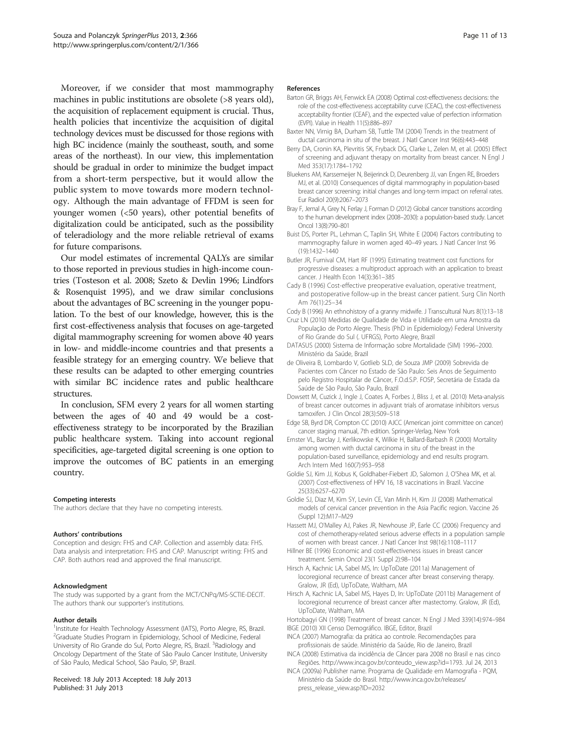Moreover, if we consider that most mammography machines in public institutions are obsolete (>8 years old), the acquisition of replacement equipment is crucial. Thus, health policies that incentivize the acquisition of digital technology devices must be discussed for those regions with high BC incidence (mainly the southeast, south, and some areas of the northeast). In our view, this implementation should be gradual in order to minimize the budget impact from a short-term perspective, but it would allow the public system to move towards more modern technology. Although the main advantage of FFDM is seen for younger women (<50 years), other potential benefits of digitalization could be anticipated, such as the possibility of teleradiology and the more reliable retrieval of exams for future comparisons.

Our model estimates of incremental QALYs are similar to those reported in previous studies in high-income countries (Tosteson et al. 2008; Szeto & Devlin 1996; Lindfors & Rosenquist 1995), and we draw similar conclusions about the advantages of BC screening in the younger population. To the best of our knowledge, however, this is the first cost-effectiveness analysis that focuses on age-targeted digital mammography screening for women above 40 years in low- and middle-income countries and that presents a feasible strategy for an emerging country. We believe that these results can be adapted to other emerging countries with similar BC incidence rates and public healthcare structures.

In conclusion, SFM every 2 years for all women starting between the ages of 40 and 49 would be a cost-effectiveness strategy to be incorporated by the Brazilian public healthcare system. Taking into account regional specificities, age-targeted digital screening is one option to improve the outcomes of BC patients in an emerging country.

#### Competing interests

The authors declare that they have no competing interests.

#### Authors' contributions

Conception and design: FHS and CAP. Collection and assembly data: FHS. Data analysis and interpretation: FHS and CAP. Manuscript writing: FHS and CAP. Both authors read and approved the final manuscript.

#### Acknowledgment

The study was supported by a grant from the MCT/CNPq/MS-SCTIE-DECIT. The authors thank our supporter's institutions.

#### Author details

[1]Institute for Health Technology Assessment (IATS), Porto Alegre, RS, Brazil. [2]Graduate Studies Program in Epidemiology, School of Medicine, Federal University of Rio Grande do Sul, Porto Alegre, RS, Brazil. [3]Radiology and Oncology Department of the State of São Paulo Cancer Institute, University of São Paulo, Medical School, São Paulo, SP, Brazil.

Received: 18 July 2013 Accepted: 18 July 2013
Published: 31 July 2013

#### References

Barton GR, Briggs AH, Fenwick EA (2008) Optimal cost-effectiveness decisions: the role of the cost-effectiveness acceptability curve (CEAC), the cost-effectiveness acceptability frontier (CEAF), and the expected value of perfection information (EVPI). Value in Health 11(5):886–897

Baxter NN, Virnig BA, Durham SB, Tuttle TM (2004) Trends in the treatment of ductal carcinoma in situ of the breast. J Natl Cancer Inst 96(6):443–448

Berry DA, Cronin KA, Plevritis SK, Fryback DG, Clarke L, Zelen M, et al. (2005) Effect of screening and adjuvant therapy on mortality from breast cancer. N Engl J Med 353(17):1784–1792

Bluekens AM, Karssemeijer N, Beijerinck D, Deurenberg JJ, van Engen RE, Broeders MJ, et al. (2010) Consequences of digital mammography in population-based breast cancer screening: initial changes and long-term impact on referral rates. Eur Radiol 20(9):2067–2073

Bray F, Jemal A, Grey N, Ferlay J, Forman D (2012) Global cancer transitions according to the human development index (2008–2030): a population-based study. Lancet Oncol 13(8):790–801

Buist DS, Porter PL, Lehman C, Taplin SH, White E (2004) Factors contributing to mammography failure in women aged 40–49 years. J Natl Cancer Inst 96 (19):1432–1440

Butler JR, Furnival CM, Hart RF (1995) Estimating treatment cost functions for progressive diseases: a multiproduct approach with an application to breast cancer. J Health Econ 14(3):361–385

Cady B (1996) Cost-effective preoperative evaluation, operative treatment, and postoperative follow-up in the breast cancer patient. Surg Clin North Am 76(1):25–34

Cody B (1996) An ethnohistory of a granny midwife. J Transcultural Nurs 8(1):13–18

Cruz LN (2010) Medidas de Qualidade de Vida e Utilidade em uma Amostra da População de Porto Alegre. Thesis (PhD in Epidemiology) Federal University of Rio Grande do Sul (. UFRGS), Porto Alegre, Brazil

DATASUS (2000) Sistema de Informação sobre Mortalidade (SIM) 1996–2000. Ministério da Saúde, Brazil

de Oliveira B, Lombardo V, Gotlieb SLD, de Souza JMP (2009) Sobrevida de Pacientes com Câncer no Estado de São Paulo: Seis Anos de Seguimento pelo Registro Hospitalar de Câncer, F.O.d.S.P. FOSP, Secretária de Estada da Saúde de São Paulo, São Paulo, Brazil

Dowsett M, Cuzick J, Ingle J, Coates A, Forbes J, Bliss J, et al. (2010) Meta-analysis of breast cancer outcomes in adjuvant trials of aromatase inhibitors versus tamoxifen. J Clin Oncol 28(3):509–518

Edge SB, Byrd DR, Compton CC (2010) AJCC (American joint committee on cancer) cancer staging manual, 7th edition. Springer-Verlag, New York

Ernster VL, Barclay J, Kerlikowske K, Wilkie H, Ballard-Barbash R (2000) Mortality among women with ductal carcinoma in situ of the breast in the population-based surveillance, epidemiology and end results program. Arch Intern Med 160(7):953–958

Goldie SJ, Kim JJ, Kobus K, Goldhaber-Fiebert JD, Salomon J, O'Shea MK, et al. (2007) Cost-effectiveness of HPV 16, 18 vaccinations in Brazil. Vaccine 25(33):6257–6270

Goldie SJ, Diaz M, Kim SY, Levin CE, Van Minh H, Kim JJ (2008) Mathematical models of cervical cancer prevention in the Asia Pacific region. Vaccine 26 (Suppl 12):M17–M29

Hassett MJ, O'Malley AJ, Pakes JR, Newhouse JP, Earle CC (2006) Frequency and cost of chemotherapy-related serious adverse effects in a population sample of women with breast cancer. J Natl Cancer Inst 98(16):1108–1117

Hillner BE (1996) Economic and cost-effectiveness issues in breast cancer treatment. Semin Oncol 23(1 Suppl 2):98–104

Hirsch A, Kachnic LA, Sabel MS, In: UpToDate (2011a) Management of locoregional recurrence of breast cancer after breast conserving therapy. Gralow, JR (Ed), UpToDate, Waltham, MA

Hirsch A, Kachnic LA, Sabel MS, Hayes D, In: UpToDate (2011b) Management of locoregional recurrence of breast cancer after mastectomy. Gralow, JR (Ed), UpToDate, Waltham, MA

Hortobagyi GN (1998) Treatment of breast cancer. N Engl J Med 339(14):974–984

IBGE (2010) XII Censo Demográfico. IBGE, Editor, Brazil

INCA (2007) Mamografia: da prática ao controle. Recomendações para profissionais de saúde. Ministério da Saúde, Rio de Janeiro, Brazil

INCA (2008) Estimativa da incidência de Câncer para 2008 no Brasil e nas cinco Regiões. http://www.inca.gov.br/conteudo_view.asp?id=1793. Jul 24, 2013

INCA (2009a) Publisher name. Programa de Qualidade em Mamografia - PQM, Ministério da Saúde do Brasil. http://www.inca.gov.br/releases/press_release_view.asp?ID=2032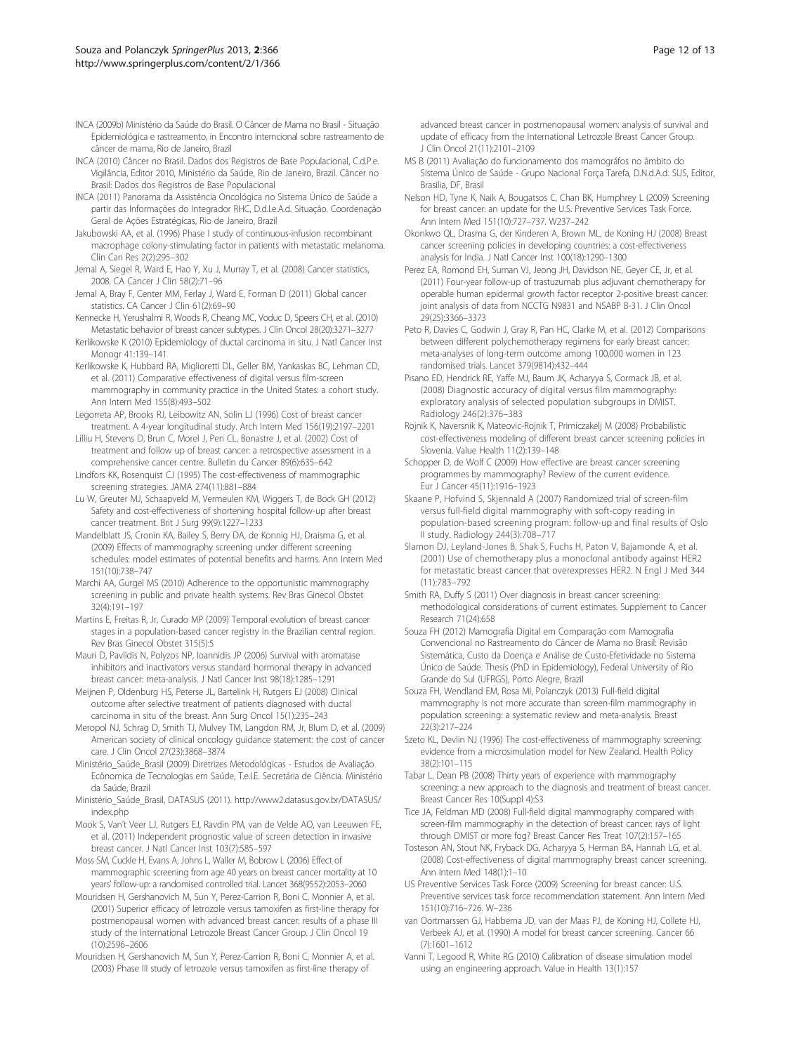INCA (2009b) Ministério da Saúde do Brasil. O Câncer de Mama no Brasil - Situação Epidemiológica e rastreamento, in Encontro interncional sobre rastreamento de câncer de mama, Rio de Janeiro, Brazil

INCA (2010) Câncer no Brasil. Dados dos Registros de Base Populacional, C.d.P.e. Vigilância, Editor 2010, Ministério da Saúde, Rio de Janeiro, Brazil. Câncer no Brasil: Dados dos Registros de Base Populacional

INCA (2011) Panorama da Assistência Oncológica no Sistema Único de Saúde a partir das Informações do Integrador RHC, D.d.I.e.A.d. Situação. Coordenação Geral de Ações Estratégicas, Rio de Janeiro, Brazil

Jakubowski AA, et al. (1996) Phase I study of continuous-infusion recombinant macrophage colony-stimulating factor in patients with metastatic melanoma. Clin Can Res 2(2):295–302

Jemal A, Siegel R, Ward E, Hao Y, Xu J, Murray T, et al. (2008) Cancer statistics, 2008. CA Cancer J Clin 58(2):71–96

Jemal A, Bray F, Center MM, Ferlay J, Ward E, Forman D (2011) Global cancer statistics. CA Cancer J Clin 61(2):69–90

Kennecke H, Yerushalmi R, Woods R, Cheang MC, Voduc D, Speers CH, et al. (2010) Metastatic behavior of breast cancer subtypes. J Clin Oncol 28(20):3271–3277

Kerlikowske K (2010) Epidemiology of ductal carcinoma in situ. J Natl Cancer Inst Monogr 41:139–141

Kerlikowske K, Hubbard RA, Miglioretti DL, Geller BM, Yankaskas BC, Lehman CD, et al. (2011) Comparative effectiveness of digital versus film-screen mammography in community practice in the United States: a cohort study. Ann Intern Med 155(8):493–502

Legorreta AP, Brooks RJ, Leibowitz AN, Solin LJ (1996) Cost of breast cancer treatment. A 4-year longitudinal study. Arch Intern Med 156(19):2197–2201

Lilliu H, Stevens D, Brun C, Morel J, Pen CL, Bonastre J, et al. (2002) Cost of treatment and follow up of breast cancer: a retrospective assessment in a comprehensive cancer centre. Bulletin du Cancer 89(6):635–642

Lindfors KK, Rosenquist CJ (1995) The cost-effectiveness of mammographic screening strategies. JAMA 274(11):881–884

Lu W, Greuter MJ, Schaapveld M, Vermeulen KM, Wiggers T, de Bock GH (2012) Safety and cost-effectiveness of shortening hospital follow-up after breast cancer treatment. Brit J Surg 99(9):1227–1233

Mandelblatt JS, Cronin KA, Bailey S, Berry DA, de Konnig HJ, Draisma G, et al. (2009) Effects of mammography screening under different screening schedules: model estimates of potential benefits and harms. Ann Intern Med 151(10):738–747

Marchi AA, Gurgel MS (2010) Adherence to the opportunistic mammography screening in public and private health systems. Rev Bras Ginecol Obstet 32(4):191–197

Martins E, Freitas R, Jr, Curado MP (2009) Temporal evolution of breast cancer stages in a population-based cancer registry in the Brazilian central region. Rev Bras Ginecol Obstet 315(5):5

Mauri D, Pavlidis N, Polyzos NP, Ioannidis JP (2006) Survival with aromatase inhibitors and inactivators versus standard hormonal therapy in advanced breast cancer: meta-analysis. J Natl Cancer Inst 98(18):1285–1291

Meijnen P, Oldenburg HS, Peterse JL, Bartelink H, Rutgers EJ (2008) Clinical outcome after selective treatment of patients diagnosed with ductal carcinoma in situ of the breast. Ann Surg Oncol 15(1):235–243

Meropol NJ, Schrag D, Smith TJ, Mulvey TM, Langdon RM, Jr, Blum D, et al. (2009) American society of clinical oncology guidance statement: the cost of cancer care. J Clin Oncol 27(23):3868–3874

Ministério_Saúde_Brasil (2009) Diretrizes Metodológicas - Estudos de Avaliação Ecônomica de Tecnologias em Saúde, T.e.I.E. Secretária de Ciência. Ministério da Saúde, Brazil

Ministério_Saúde_Brasil, DATASUS (2011). http://www2.datasus.gov.br/DATASUS/index.php

Mook S, Van't Veer LJ, Rutgers EJ, Ravdin PM, van de Velde AO, van Leeuwen FE, et al. (2011) Independent prognostic value of screen detection in invasive breast cancer. J Natl Cancer Inst 103(7):585–597

Moss SM, Cuckle H, Evans A, Johns L, Waller M, Bobrow L (2006) Effect of mammographic screening from age 40 years on breast cancer mortality at 10 years' follow-up: a randomised controlled trial. Lancet 368(9552):2053–2060

Mouridsen H, Gershanovich M, Sun Y, Perez-Carrion R, Boni C, Monnier A, et al. (2001) Superior efficacy of letrozole versus tamoxifen as first-line therapy for postmenopausal women with advanced breast cancer: results of a phase III study of the International Letrozole Breast Cancer Group. J Clin Oncol 19 (10):2596–2606

Mouridsen H, Gershanovich M, Sun Y, Perez-Carrion R, Boni C, Monnier A, et al. (2003) Phase III study of letrozole versus tamoxifen as first-line therapy of advanced breast cancer in postmenopausal women: analysis of survival and update of efficacy from the International Letrozole Breast Cancer Group. J Clin Oncol 21(11):2101–2109

MS B (2011) Avaliação do funcionamento dos mamográfos no âmbito do Sistema Único de Saúde - Grupo Nacional Força Tarefa, D.N.d.A.d. SUS, Editor, Brasilia, DF, Brasil

Nelson HD, Tyne K, Naik A, Bougatsos C, Chan BK, Humphrey L (2009) Screening for breast cancer: an update for the U.S. Preventive Services Task Force. Ann Intern Med 151(10):727–737. W237–242

Okonkwo QL, Drasma G, der Kinderen A, Brown ML, de Koning HJ (2008) Breast cancer screening policies in developing countries: a cost-effectiveness analysis for India. J Natl Cancer Inst 100(18):1290–1300

Perez EA, Romond EH, Suman VJ, Jeong JH, Davidson NE, Geyer CE, Jr, et al. (2011) Four-year follow-up of trastuzumab plus adjuvant chemotherapy for operable human epidermal growth factor receptor 2-positive breast cancer: joint analysis of data from NCCTG N9831 and NSABP B-31. J Clin Oncol 29(25):3366–3373

Peto R, Davies C, Godwin J, Gray R, Pan HC, Clarke M, et al. (2012) Comparisons between different polychemotherapy regimens for early breast cancer: meta-analyses of long-term outcome among 100,000 women in 123 randomised trials. Lancet 379(9814):432–444

Pisano ED, Hendrick RE, Yaffe MJ, Baum JK, Acharyya S, Cormack JB, et al. (2008) Diagnostic accuracy of digital versus film mammography: exploratory analysis of selected population subgroups in DMIST. Radiology 246(2):376–383

Rojnik K, Naversnik K, Mateovic-Rojnik T, Primiczakelj M (2008) Probabilistic cost-effectiveness modeling of different breast cancer screening policies in Slovenia. Value Health 11(2):139–148

Schopper D, de Wolf C (2009) How effective are breast cancer screening programmes by mammography? Review of the current evidence. Eur J Cancer 45(11):1916–1923

Skaane P, Hofvind S, Skjennald A (2007) Randomized trial of screen-film versus full-field digital mammography with soft-copy reading in population-based screening program: follow-up and final results of Oslo II study. Radiology 244(3):708–717

Slamon DJ, Leyland-Jones B, Shak S, Fuchs H, Paton V, Bajamonde A, et al. (2001) Use of chemotherapy plus a monoclonal antibody against HER2 for metastatic breast cancer that overexpresses HER2. N Engl J Med 344 (11):783–792

Smith RA, Duffy S (2011) Over diagnosis in breast cancer screening: methodological considerations of current estimates. Supplement to Cancer Research 71(24):658

Souza FH (2012) Mamografia Digital em Comparação com Mamografia Convencional no Rastreamento do Câncer de Mama no Brasil: Revisão Sistemática, Custo da Doença e Análise de Custo-Efetividade no Sistema Único de Saúde. Thesis (PhD in Epidemiology), Federal University of Rio Grande do Sul (UFRGS), Porto Alegre, Brazil

Souza FH, Wendland EM, Rosa MI, Polanczyk (2013) Full-field digital mammography is not more accurate than screen-film mammography in population screening: a systematic review and meta-analysis. Breast 22(3):217–224

Szeto KL, Devlin NJ (1996) The cost-effectiveness of mammography screening: evidence from a microsimulation model for New Zealand. Health Policy 38(2):101–115

Tabar L, Dean PB (2008) Thirty years of experience with mammography screening: a new approach to the diagnosis and treatment of breast cancer. Breast Cancer Res 10(Suppl 4):S3

Tice JA, Feldman MD (2008) Full-field digital mammography compared with screen-film mammography in the detection of breast cancer: rays of light through DMIST or more fog? Breast Cancer Res Treat 107(2):157–165

Tosteson AN, Stout NK, Fryback DG, Acharyya S, Herman BA, Hannah LG, et al. (2008) Cost-effectiveness of digital mammography breast cancer screening. Ann Intern Med 148(1):1–10

US Preventive Services Task Force (2009) Screening for breast cancer: U.S. Preventive services task force recommendation statement. Ann Intern Med 151(10):716–726. W–236

van Oortmarssen GJ, Habbema JD, van der Maas PJ, de Koning HJ, Collete HJ, Verbeek AJ, et al. (1990) A model for breast cancer screening. Cancer 66 (7):1601–1612

Vanni T, Legood R, White RG (2010) Calibration of disease simulation model using an engineering approach. Value in Health 13(1):157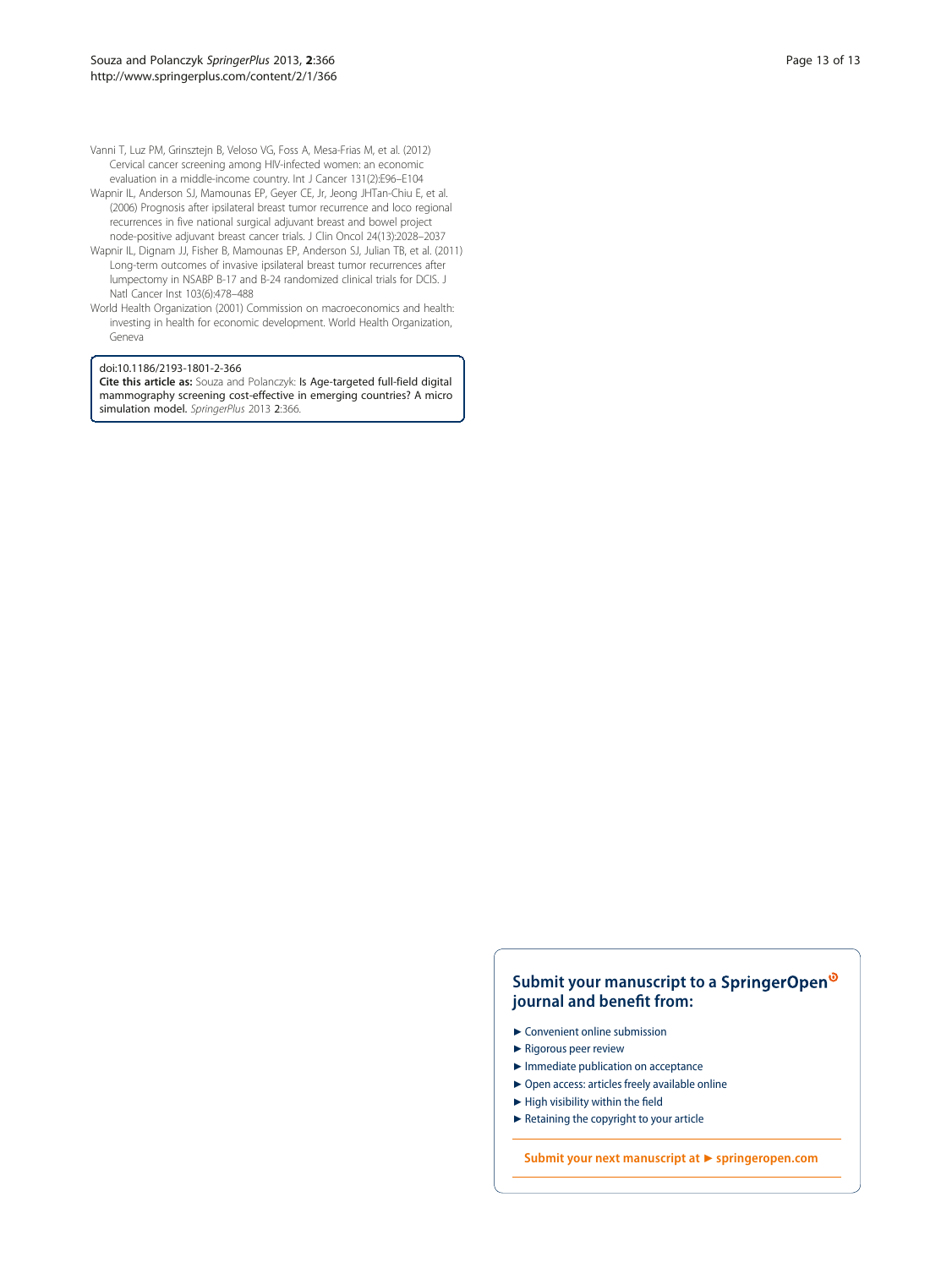Vanni T, Luz PM, Grinsztejn B, Veloso VG, Foss A, Mesa-Frias M, et al. (2012) Cervical cancer screening among HIV-infected women: an economic evaluation in a middle-income country. Int J Cancer 131(2):E96–E104

Wapnir IL, Anderson SJ, Mamounas EP, Geyer CE, Jr, Jeong JHTan-Chiu E, et al. (2006) Prognosis after ipsilateral breast tumor recurrence and loco regional recurrences in five national surgical adjuvant breast and bowel project node-positive adjuvant breast cancer trials. J Clin Oncol 24(13):2028–2037

Wapnir IL, Dignam JJ, Fisher B, Mamounas EP, Anderson SJ, Julian TB, et al. (2011) Long-term outcomes of invasive ipsilateral breast tumor recurrences after lumpectomy in NSABP B-17 and B-24 randomized clinical trials for DCIS. J Natl Cancer Inst 103(6):478–488

World Health Organization (2001) Commission on macroeconomics and health: investing in health for economic development. World Health Organization, Geneva

doi:10.1186/2193-1801-2-366

**Cite this article as:** Souza and Polanczyk: Is Age-targeted full-field digital mammography screening cost-effective in emerging countries? A micro simulation model. *SpringerPlus* 2013 **2**:366.

**Submit your manuscript to a SpringerOpen journal and benefit from:**

- ► Convenient online submission
- ► Rigorous peer review
- ► Immediate publication on acceptance
- ► Open access: articles freely available online
- ► High visibility within the field
- ► Retaining the copyright to your article

**Submit your next manuscript at ► springeropen.com**